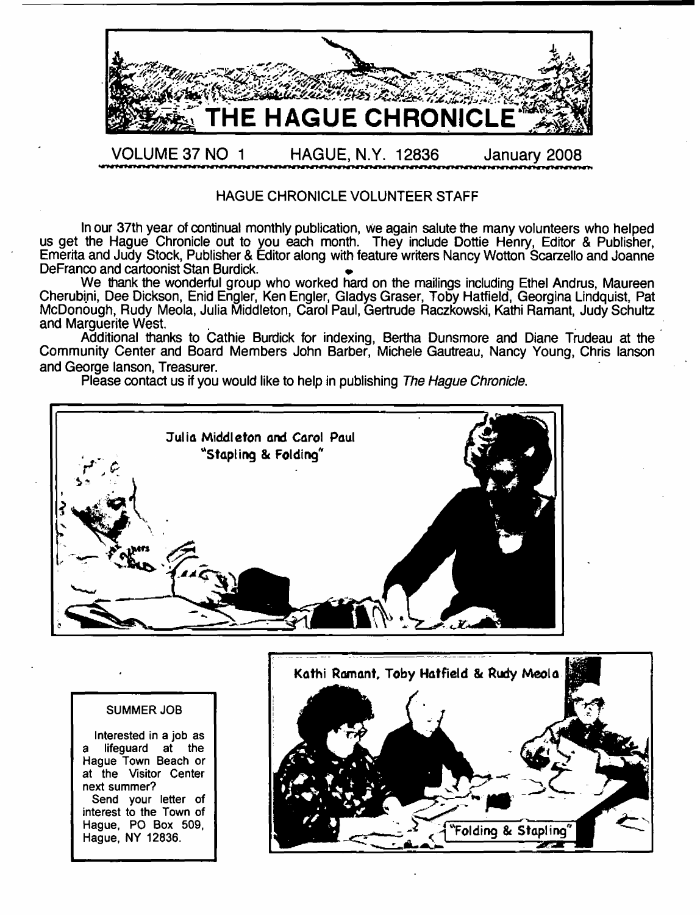# THE HAGUE CHRONICLE

VOLUME 37 NO 1 HAGUE, N.Y. 12836 January 2008

## HAGUE CHRONICLE VOLUNTEER STAFF

In our 37th year of continual monthly publication, we again salute the many volunteers who helped us get the Hague Chronicle out to you each month. They include Dottie Henry, Editor & Publisher, Emerita and Judy Stock, Publisher & Editor along with feature writers Nancy Wotton Scarzello and Joanne DeFranco and cartoonist Stan Burdick.

We thank the wonderful group who worked hard on the mailings including Ethel Andrus, Maureen Cherubini, Dee Dickson, Enid Engler, Ken Engler, Gladys Graser, Toby Hatfield, Georgina Lindquist, Pat McDonough, Rudy Meola, Julia Middleton, Carol Paul, Gertrude Raczkowski, Kathi Ramant, Judy Schultz and Marguerite West.

Additional thanks to Cathie Burdick for indexing, Bertha Dunsmore and Diane Trudeau at the Community Center and Board Members John Barber, Michele Gautreau, Nancy Young, Chris lanson and George lanson, Treasurer.

Please contact us if you would like to help in publishing *The Hague Chronicle*.

Julia Middleton and Carol Paul "Stapling & Folding"

Kathi Ramant, Toby Hatfield & Rudy Meola "Folding & Stapling"

### SUMMER JOB

Interested in a job as a lifeguard at the Hague Town Beach or at the Visitor Center next summer?

Send your letter of interest to the Town of Hague, PO Box 509, Hague, NY 12836.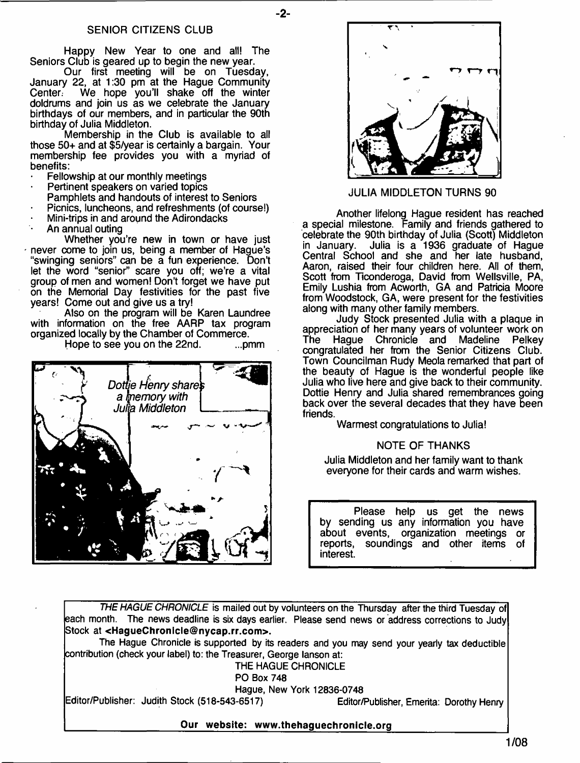## SENIOR CITIZENS CLUB

Happy New Year to one and all! The Seniors Club is geared up to begin the new year.

Our first meeting will be on Tuesday, January 22, at 1:30 pm at the Hague Community Center. We hope you'll shake off the winter doldrums and join us as we celebrate the January birthdays of our members, and in particular the 90th birthday of Julia Middleton.

Membership in the Club is available to all those 50+ and at $5/year is certainly a bargain. Your membership fee provides you with a myriad of benefits:

- Fellowship at our monthly meetings
- Pertinent speakers on varied topics
- Pamphlets and handouts of interest to Seniors
- Picnics, luncheons, and refreshments (of course!)
- Mini-trips in and around the Adirondacks
- An annual outing

Whether you're new in town or have just never come to join us, being a member of Hague's "swinging seniors" can be a fun experience. Don't let the word "senior" scare you off; we're a vital group of men and women! Don't forget we have put on the Memorial Day festivities for the past five years! Come out and give us a try!

Also on the program will be Karen Laundree with information on the free AARP tax program organized locally by the Chamber of Commerce.

Hope to see you on the 22nd. ...pmm

*Dottie Henry shares a memory with Julia Middleton*

## JULIA MIDDLETON TURNS 90

Another lifelong Hague resident has reached a special milestone. Family and friends gathered to celebrate the 90th birthday of Julia (Scott) Middleton in January. Julia is a 1936 graduate of Hague Central School and she and her late husband, Aaron, raised their four children here. All of them, Scott from Ticonderoga, David from Wellsville, PA, Emily Lushia from Acworth, GA and Patricia Moore from Woodstock, GA, were present for the festivities along with many other family members.

Judy Stock presented Julia with a plaque in appreciation of her many years of volunteer work on The Hague Chronicle and Madeline Pelkey congratulated her from the Senior Citizens Club. Town Councilman Rudy Meola remarked that part of the beauty of Hague is the wonderful people like Julia who live here and give back to their community. Dottie Henry and Julia shared remembrances going back over the several decades that they have been friends.

Warmest congratulations to Julia!

## NOTE OF THANKS

Julia Middleton and her family want to thank everyone for their cards and warm wishes.

Please help us get the news by sending us any information you have about events, organization meetings or reports, soundings and other items of interest.

*THE HAGUE CHRONICLE* is mailed out by volunteers on the Thursday after the third Tuesday of each month. The news deadline is six days earlier. Please send news or address corrections to Judy Stock at **<HagueChronicle@nycap.rr.com>**.

The Hague Chronicle is supported by its readers and you may send your yearly tax deductible contribution (check your label) to: the Treasurer, George Ianson at:

THE HAGUE CHRONICLE
PO Box 748
Hague, New York 12836-0748

Editor/Publisher: Judith Stock (518-543-6517) Editor/Publisher, Emerita: Dorothy Henry

**Our website: www.thehaguechronicle.org**

1/08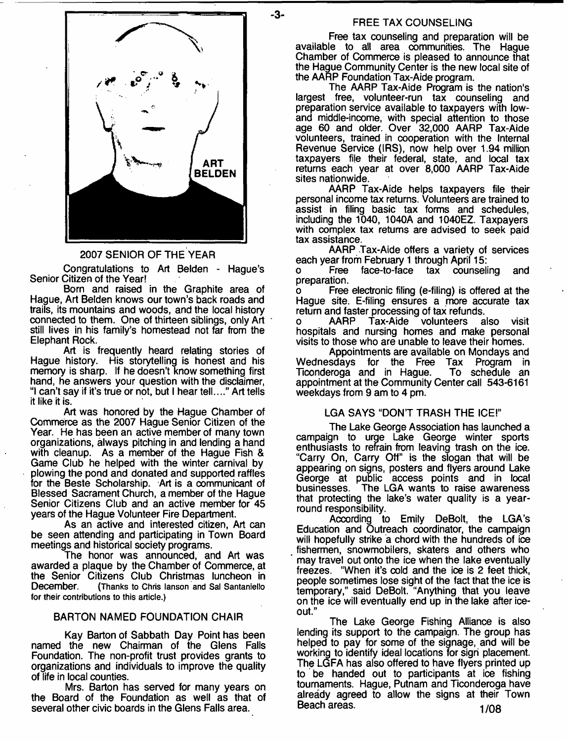ART BELDEN

## 2007 SENIOR OF THE YEAR

Congratulations to Art Belden - Hague's Senior Citizen of the Year!

Born and raised in the Graphite area of Hague, Art Belden knows our town's back roads and trails, its mountains and woods, and the local history connected to them. One of thirteen siblings, only Art still lives in his family's homestead not far from the Elephant Rock.

Art is frequently heard relating stories of Hague history. His storytelling is honest and his memory is sharp. If he doesn't know something first hand, he answers your question with the disclaimer, "I can't say if it's true or not, but I hear tell...." Art tells it like it is.

Art was honored by the Hague Chamber of Commerce as the 2007 Hague Senior Citizen of the Year. He has been an active member of many town organizations, always pitching in and lending a hand with cleanup. As a member of the Hague Fish & Game Club he helped with the winter carnival by plowing the pond and donated and supported raffles for the Beste Scholarship. Art is a communicant of Blessed Sacrament Church, a member of the Hague Senior Citizens Club and an active member for 45 years of the Hague Volunteer Fire Department.

As an active and interested citizen, Art can be seen attending and participating in Town Board meetings and historical society programs.

The honor was announced, and Art was awarded a plaque by the Chamber of Commerce, at the Senior Citizens Club Christmas luncheon in December. (Thanks to Chris Ianson and Sal Santaniello for their contributions to this article.)

## BARTON NAMED FOUNDATION CHAIR

Kay Barton of Sabbath Day Point has been named the new Chairman of the Glens Falls Foundation. The non-profit trust provides grants to organizations and individuals to improve the quality of life in local counties.

Mrs. Barton has served for many years on the Board of the Foundation as well as that of several other civic boards in the Glens Falls area.

## FREE TAX COUNSELING

Free tax counseling and preparation will be available to all area communities. The Hague Chamber of Commerce is pleased to announce that the Hague Community Center is the new local site of the AARP Foundation Tax-Aide program.

The AARP Tax-Aide Program is the nation's largest free, volunteer-run tax counseling and preparation service available to taxpayers with low- and middle-income, with special attention to those age 60 and older. Over 32,000 AARP Tax-Aide volunteers, trained in cooperation with the Internal Revenue Service (IRS), now help over 1.94 million taxpayers file their federal, state, and local tax returns each year at over 8,000 AARP Tax-Aide sites nationwide.

AARP Tax-Aide helps taxpayers file their personal income tax returns. Volunteers are trained to assist in filing basic tax forms and schedules, including the 1040, 1040A and 1040EZ. Taxpayers with complex tax returns are advised to seek paid tax assistance.

AARP Tax-Aide offers a variety of services each year from February 1 through April 15:

- Free face-to-face tax counseling and preparation.
- Free electronic filing (e-filing) is offered at the Hague site. E-filing ensures a more accurate tax return and faster processing of tax refunds.
- AARP Tax-Aide volunteers also visit hospitals and nursing homes and make personal visits to those who are unable to leave their homes.

Appointments are available on Mondays and Wednesdays for the Free Tax Program in Ticonderoga and in Hague. To schedule an appointment at the Community Center call 543-6161 weekdays from 9 am to 4 pm.

## LGA SAYS "DON'T TRASH THE ICE!"

The Lake George Association has launched a campaign to urge Lake George winter sports enthusiasts to refrain from leaving trash on the ice. "Carry On, Carry Off" is the slogan that will be appearing on signs, posters and flyers around Lake George at public access points and in local businesses. The LGA wants to raise awareness that protecting the lake's water quality is a year-round responsibility.

According to Emily DeBolt, the LGA's Education and Outreach coordinator, the campaign will hopefully strike a chord with the hundreds of ice fishermen, snowmobilers, skaters and others who may travel out onto the ice when the lake eventually freezes. "When it's cold and the ice is 2 feet thick, people sometimes lose sight of the fact that the ice is temporary," said DeBolt. "Anything that you leave on the ice will eventually end up in the lake after ice-out."

The Lake George Fishing Alliance is also lending its support to the campaign. The group has helped to pay for some of the signage, and will be working to identify ideal locations for sign placement. The LGFA has also offered to have flyers printed up to be handed out to participants at ice fishing tournaments. Hague, Putnam and Ticonderoga have already agreed to allow the signs at their Town Beach areas.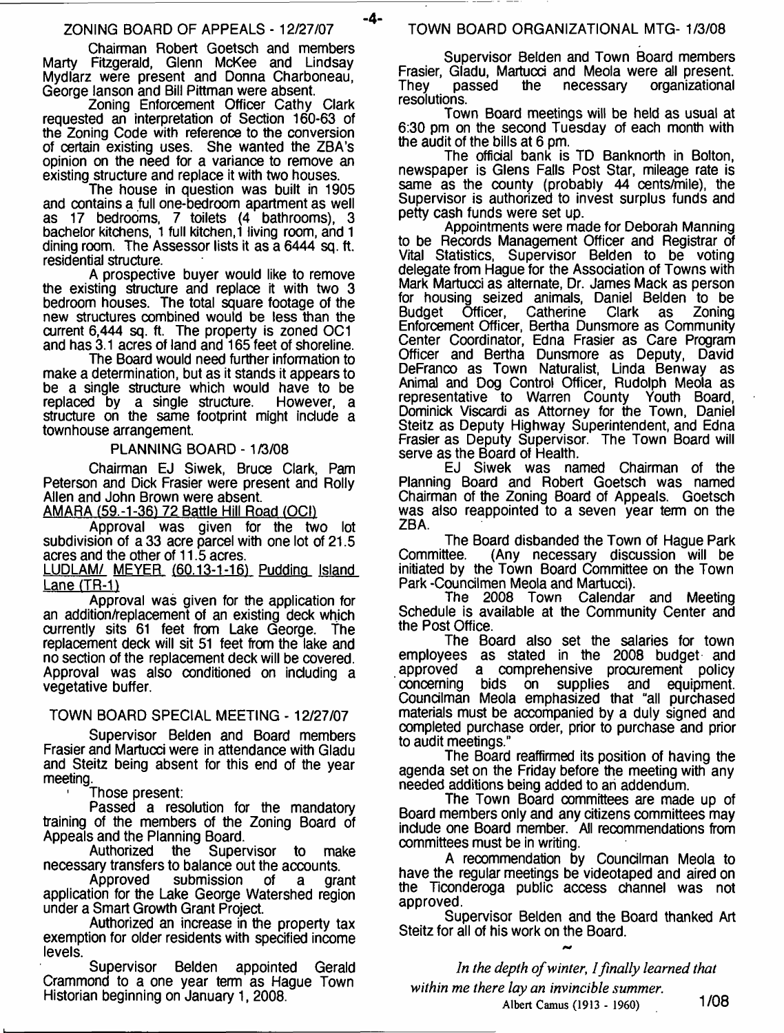## ZONING BOARD OF APPEALS - 12/27/07

Chairman Robert Goetsch and members Marty Fitzgerald, Glenn McKee and Lindsay Mydlarz were present and Donna Charboneau, George Ianson and Bill Pittman were absent.

Zoning Enforcement Officer Cathy Clark requested an interpretation of Section 160-63 of the Zoning Code with reference to the conversion of certain existing uses. She wanted the ZBA's opinion on the need for a variance to remove an existing structure and replace it with two houses.

The house in question was built in 1905 and contains a full one-bedroom apartment as well as 17 bedrooms, 7 toilets (4 bathrooms), 3 bachelor kitchens, 1 full kitchen, 1 living room, and 1 dining room. The Assessor lists it as a 6444 sq. ft. residential structure.

A prospective buyer would like to remove the existing structure and replace it with two 3 bedroom houses. The total square footage of the new structures combined would be less than the current 6,444 sq. ft. The property is zoned OC1 and has 3.1 acres of land and 165 feet of shoreline.

The Board would need further information to make a determination, but as it stands it appears to be a single structure which would have to be replaced by a single structure. However, a structure on the same footprint might include a townhouse arrangement.

## PLANNING BOARD - 1/3/08

Chairman EJ Siwek, Bruce Clark, Pam Peterson and Dick Frasier were present and Rolly Allen and John Brown were absent.

AMARA (59.-1-36) 72 Battle Hill Road (OCI)

Approval was given for the two lot subdivision of a 33 acre parcel with one lot of 21.5 acres and the other of 11.5 acres.

LUDLAM/ MEYER (60.13-1-16) Pudding Island Lane (TR-1)

Approval was given for the application for an addition/replacement of an existing deck which currently sits 61 feet from Lake George. The replacement deck will sit 51 feet from the lake and no section of the replacement deck will be covered. Approval was also conditioned on including a vegetative buffer.

## TOWN BOARD SPECIAL MEETING - 12/27/07

Supervisor Belden and Board members Frasier and Martucci were in attendance with Gladu and Steitz being absent for this end of the year meeting.

Those present:

Passed a resolution for the mandatory training of the members of the Zoning Board of Appeals and the Planning Board.

Authorized the Supervisor to make necessary transfers to balance out the accounts.

Approved submission of a grant application for the Lake George Watershed region under a Smart Growth Grant Project.

Authorized an increase in the property tax exemption for older residents with specified income levels.

Supervisor Belden appointed Gerald Crammond to a one year term as Hague Town Historian beginning on January 1, 2008.

## TOWN BOARD ORGANIZATIONAL MTG- 1/3/08

Supervisor Belden and Town Board members Frasier, Gladu, Martucci and Meola were all present. They passed the necessary organizational resolutions.

Town Board meetings will be held as usual at 6:30 pm on the second Tuesday of each month with the audit of the bills at 6 pm.

The official bank is TD Banknorth in Bolton, newspaper is Glens Falls Post Star, mileage rate is same as the county (probably 44 cents/mile), the Supervisor is authorized to invest surplus funds and petty cash funds were set up.

Appointments were made for Deborah Manning to be Records Management Officer and Registrar of Vital Statistics, Supervisor Belden to be voting delegate from Hague for the Association of Towns with Mark Martucci as alternate, Dr. James Mack as person for housing seized animals, Daniel Belden to be Budget Officer, Catherine Clark as Zoning Enforcement Officer, Bertha Dunsmore as Community Center Coordinator, Edna Frasier as Care Program Officer and Bertha Dunsmore as Deputy, David DeFranco as Town Naturalist, Linda Benway as Animal and Dog Control Officer, Rudolph Meola as representative to Warren County Youth Board, Dominick Viscardi as Attorney for the Town, Daniel Steitz as Deputy Highway Superintendent, and Edna Frasier as Deputy Supervisor. The Town Board will serve as the Board of Health.

EJ Siwek was named Chairman of the Planning Board and Robert Goetsch was named Chairman of the Zoning Board of Appeals. Goetsch was also reappointed to a seven year term on the ZBA.

The Board disbanded the Town of Hague Park Committee. (Any necessary discussion will be initiated by the Town Board Committee on the Town Park -Councilmen Meola and Martucci).

The 2008 Town Calendar and Meeting Schedule is available at the Community Center and the Post Office.

The Board also set the salaries for town employees as stated in the 2008 budget and approved a comprehensive procurement policy concerning bids on supplies and equipment. Councilman Meola emphasized that "all purchased materials must be accompanied by a duly signed and completed purchase order, prior to purchase and prior to audit meetings."

The Board reaffirmed its position of having the agenda set on the Friday before the meeting with any needed additions being added to an addendum.

The Town Board committees are made up of Board members only and any citizens committees may include one Board member. All recommendations from committees must be in writing.

A recommendation by Councilman Meola to have the regular meetings be videotaped and aired on the Ticonderoga public access channel was not approved.

Supervisor Belden and the Board thanked Art Steitz for all of his work on the Board.

~

*In the depth of winter, I finally learned that within me there lay an invincible summer.*

Albert Camus (1913 - 1960)

1/08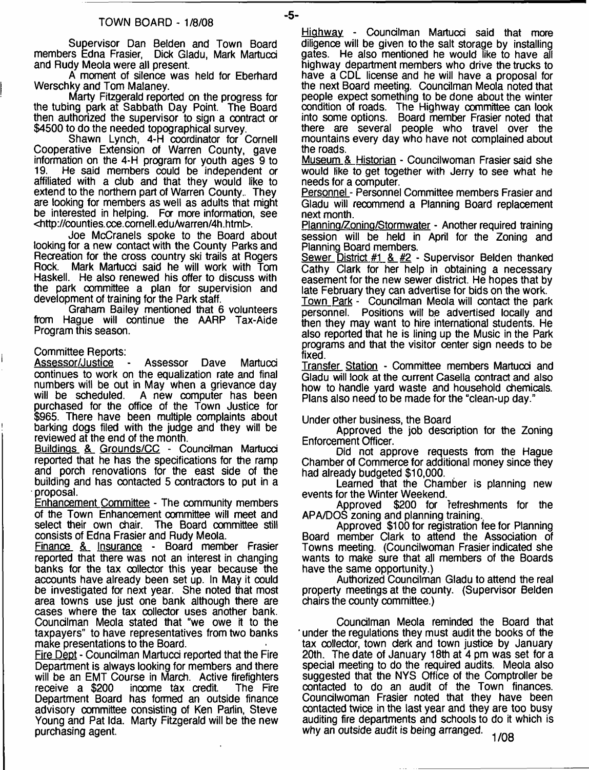## TOWN BOARD - 1/8/08

Supervisor Dan Belden and Town Board members Edna Frasier, Dick Gladu, Mark Martucci and Rudy Meola were all present.

A moment of silence was held for Eberhard Werschky and Tom Malaney.

Marty Fitzgerald reported on the progress for the tubing park at Sabbath Day Point. The Board then authorized the supervisor to sign a contract or $4500 to do the needed topographical survey.

Shawn Lynch, 4-H coordinator for Cornell Cooperative Extension of Warren County, gave information on the 4-H program for youth ages 9 to 19. He said members could be independent or affiliated with a club and that they would like to extend to the northern part of Warren County.. They are looking for members as well as adults that might be interested in helping. For more information, see <http://counties.cce.cornell.edu/warren/4h.html>.

Joe McCranels spoke to the Board about looking for a new contact with the County Parks and Recreation for the cross country ski trails at Rogers Rock. Mark Martucci said he will work with Tom Haskell. He also renewed his offer to discuss with the park committee a plan for supervision and development of training for the Park staff.

Graham Bailey mentioned that 6 volunteers from Hague will continue the AARP Tax-Aide Program this season.

Committee Reports:

Assessor/Justice - Assessor Dave Martucci continues to work on the equalization rate and final numbers will be out in May when a grievance day will be scheduled. A new computer has been purchased for the office of the Town Justice for $965. There have been multiple complaints about barking dogs filed with the judge and they will be reviewed at the end of the month.

Buildings & Grounds/CC - Councilman Martucci reported that he has the specifications for the ramp and porch renovations for the east side of the building and has contacted 5 contractors to put in a proposal.

Enhancement Committee - The community members of the Town Enhancement committee will meet and select their own chair. The Board committee still consists of Edna Frasier and Rudy Meola.

Finance & Insurance - Board member Frasier reported that there was not an interest in changing banks for the tax collector this year because the accounts have already been set up. In May it could be investigated for next year. She noted that most area towns use just one bank although there are cases where the tax collector uses another bank. Councilman Meola stated that "we owe it to the taxpayers" to have representatives from two banks make presentations to the Board.

Fire Dept - Councilman Martucci reported that the Fire Department is always looking for members and there will be an EMT Course in March. Active firefighters receive a $200 income tax credit. The Fire Department Board has formed an outside finance advisory committee consisting of Ken Parlin, Steve Young and Pat Ida. Marty Fitzgerald will be the new purchasing agent.

Highway - Councilman Martucci said that more diligence will be given to the salt storage by installing gates. He also mentioned he would like to have all highway department members who drive the trucks to have a CDL license and he will have a proposal for the next Board meeting. Councilman Meola noted that people expect something to be done about the winter condition of roads. The Highway committee can look into some options. Board member Frasier noted that there are several people who travel over the mountains every day who have not complained about the roads.

Museum & Historian - Councilwoman Frasier said she would like to get together with Jerry to see what he needs for a computer.

Personnel - Personnel Committee members Frasier and Gladu will recommend a Planning Board replacement next month.

Planning/Zoning/Stormwater - Another required training session will be held in April for the Zoning and Planning Board members.

Sewer District #1 & #2 - Supervisor Belden thanked Cathy Clark for her help in obtaining a necessary easement for the new sewer district. He hopes that by late February they can advertise for bids on the work.

Town Park - Councilman Meola will contact the park personnel. Positions will be advertised locally and then they may want to hire international students. He also reported that he is lining up the Music in the Park programs and that the visitor center sign needs to be fixed.

Transfer Station - Committee members Martucci and Gladu will look at the current Casella contract and also how to handle yard waste and household chemicals. Plans also need to be made for the "clean-up day."

Under other business, the Board

Approved the job description for the Zoning Enforcement Officer.

Did not approve requests from the Hague Chamber of Commerce for additional money since they had already budgeted $10,000.

Learned that the Chamber is planning new events for the Winter Weekend.

Approved $200 for refreshments for the APA/DOS zoning and planning training.

Approved $100 for registration fee for Planning Board member Clark to attend the Association of Towns meeting. (Councilwoman Frasier indicated she wants to make sure that all members of the Boards have the same opportunity.)

Authorized Councilman Gladu to attend the real property meetings at the county. (Supervisor Belden chairs the county committee.)

Councilman Meola reminded the Board that under the regulations they must audit the books of the tax collector, town clerk and town justice by January 20th. The date of January 18th at 4 pm was set for a special meeting to do the required audits. Meola also suggested that the NYS Office of the Comptroller be contacted to do an audit of the Town finances. Councilwoman Frasier noted that they have been contacted twice in the last year and they are too busy auditing fire departments and schools to do it which is why an outside audit is being arranged. 1/08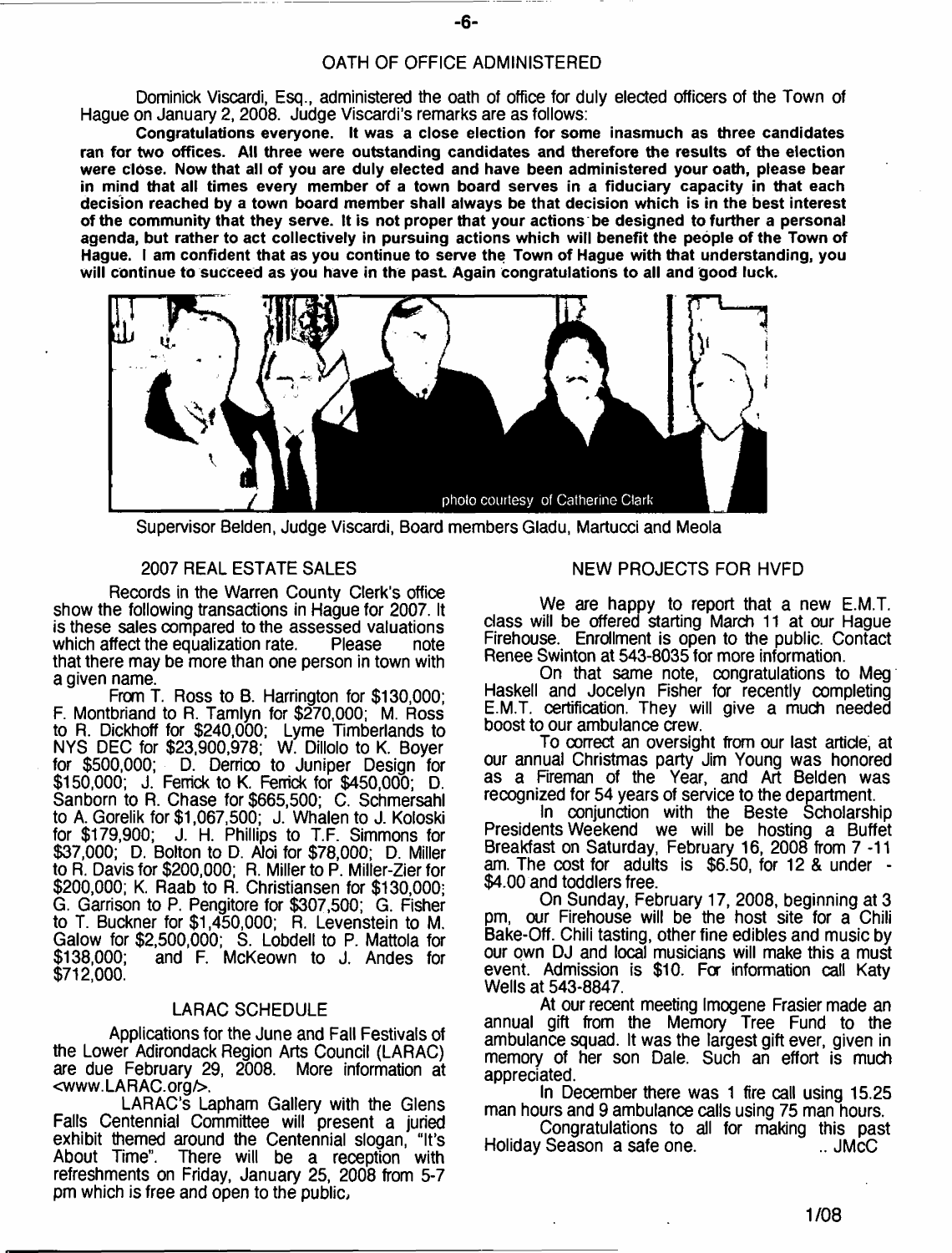## OATH OF OFFICE ADMINISTERED

Dominick Viscardi, Esq., administered the oath of office for duly elected officers of the Town of Hague on January 2, 2008. Judge Viscardi's remarks are as follows:

**Congratulations everyone. It was a close election for some inasmuch as three candidates ran for two offices. All three were outstanding candidates and therefore the results of the election were close. Now that all of you are duly elected and have been administered your oath, please bear in mind that all times every member of a town board serves in a fiduciary capacity in that each decision reached by a town board member shall always be that decision which is in the best interest of the community that they serve. It is not proper that your actions be designed to further a personal agenda, but rather to act collectively in pursuing actions which will benefit the people of the Town of Hague. I am confident that as you continue to serve the Town of Hague with that understanding, you will continue to succeed as you have in the past. Again congratulations to all and good luck.**

photo courtesy of Catherine Clark

Supervisor Belden, Judge Viscardi, Board members Gladu, Martucci and Meola

## 2007 REAL ESTATE SALES

Records in the Warren County Clerk's office show the following transactions in Hague for 2007. It is these sales compared to the assessed valuations which affect the equalization rate. Please note that there may be more than one person in town with a given name.

From T. Ross to B. Harrington for $130,000; F. Montbriand to R. Tamlyn for $270,000; M. Ross to R. Dickhoff for $240,000; Lyme Timberlands to NYS DEC for $23,900,978; W. Dillolo to K. Boyer for $500,000; D. Derrico to Juniper Design for $150,000; J. Ferrick to K. Ferrick for $450,000; D. Sanborn to R. Chase for $665,500; C. Schmersahl to A. Gorelik for $1,067,500; J. Whalen to J. Koloski for $179,900; J. H. Phillips to T.F. Simmons for $37,000; D. Bolton to D. Aloi for $78,000; D. Miller to R. Davis for $200,000; R. Miller to P. Miller-Zier for $200,000; K. Raab to R. Christiansen for $130,000; G. Garrison to P. Pengitore for $307,500; G. Fisher to T. Buckner for $1,450,000; R. Levenstein to M. Galow for $2,500,000; S. Lobdell to P. Mattola for $138,000; and F. McKeown to J. Andes for $712,000.

## LARAC SCHEDULE

Applications for the June and Fall Festivals of the Lower Adirondack Region Arts Council (LARAC) are due February 29, 2008. More information at <www.LARAC.org/>.

LARAC's Lapham Gallery with the Glens Falls Centennial Committee will present a juried exhibit themed around the Centennial slogan, "It's About Time". There will be a reception with refreshments on Friday, January 25, 2008 from 5-7 pm which is free and open to the public.

## NEW PROJECTS FOR HVFD

We are happy to report that a new E.M.T. class will be offered starting March 11 at our Hague Firehouse. Enrollment is open to the public. Contact Renee Swinton at 543-8035 for more information.

On that same note, congratulations to Meg Haskell and Jocelyn Fisher for recently completing E.M.T. certification. They will give a much needed boost to our ambulance crew.

To correct an oversight from our last article, at our annual Christmas party Jim Young was honored as a Fireman of the Year, and Art Belden was recognized for 54 years of service to the department.

In conjunction with the Beste Scholarship Presidents Weekend we will be hosting a Buffet Breakfast on Saturday, February 16, 2008 from 7 -11 am. The cost for adults is $6.50, for 12 & under - $4.00 and toddlers free.

On Sunday, February 17, 2008, beginning at 3 pm, our Firehouse will be the host site for a Chili Bake-Off. Chili tasting, other fine edibles and music by our own DJ and local musicians will make this a must event. Admission is $10. For information call Katy Wells at 543-8847.

At our recent meeting Imogene Frasier made an annual gift from the Memory Tree Fund to the ambulance squad. It was the largest gift ever, given in memory of her son Dale. Such an effort is much appreciated.

In December there was 1 fire call using 15.25 man hours and 9 ambulance calls using 75 man hours.

Congratulations to all for making this past Holiday Season a safe one. .. JMcC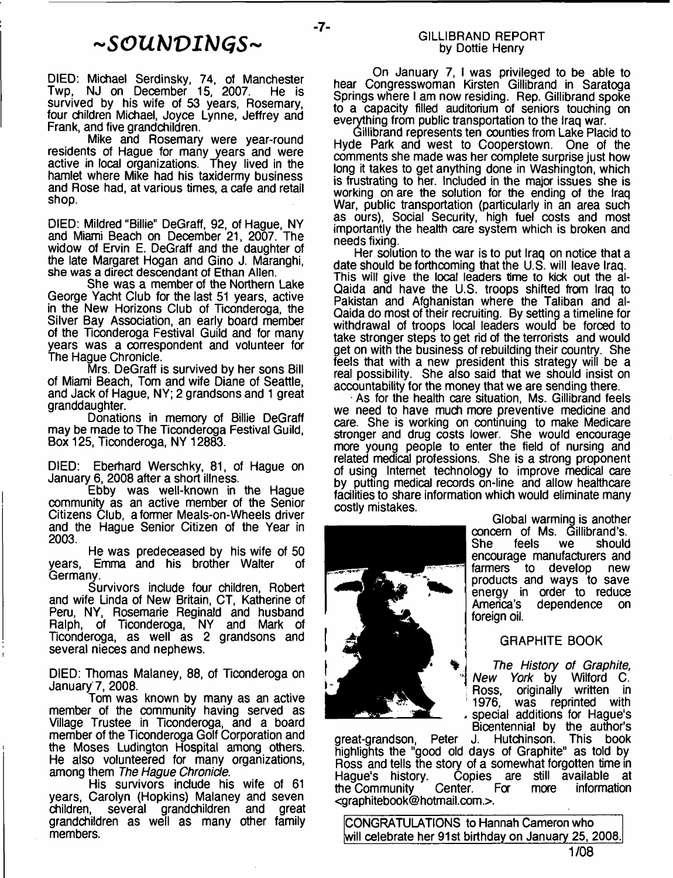# ~SOUNDINGS~

DIED: Michael Serdinsky, 74, of Manchester Twp, NJ on December 15, 2007. He is survived by his wife of 53 years, Rosemary, four children Michael, Joyce Lynne, Jeffrey and Frank, and five grandchildren.

Mike and Rosemary were year-round residents of Hague for many years and were active in local organizations. They lived in the hamlet where Mike had his taxidermy business and Rose had, at various times, a cafe and retail shop.

DIED: Mildred "Billie" DeGraff, 92, of Hague, NY and Miami Beach on December 21, 2007. The widow of Ervin E. DeGraff and the daughter of the late Margaret Hogan and Gino J. Maranghi, she was a direct descendant of Ethan Allen.

She was a member of the Northern Lake George Yacht Club for the last 51 years, active in the New Horizons Club of Ticonderoga, the Silver Bay Association, an early board member of the Ticonderoga Festival Guild and for many years was a correspondent and volunteer for The Hague Chronicle.

Mrs. DeGraff is survived by her sons Bill of Miami Beach, Tom and wife Diane of Seattle, and Jack of Hague, NY; 2 grandsons and 1 great granddaughter.

Donations in memory of Billie DeGraff may be made to The Ticonderoga Festival Guild, Box 125, Ticonderoga, NY 12883.

DIED: Eberhard Werschky, 81, of Hague on January 6, 2008 after a short illness.

Ebby was well-known in the Hague community as an active member of the Senior Citizens Club, a former Meals-on-Wheels driver and the Hague Senior Citizen of the Year in 2003.

He was predeceased by his wife of 50 years, Emma and his brother Walter of Germany.

Survivors include four children, Robert and wife Linda of New Britain, CT, Katherine of Peru, NY, Rosemarie Reginald and husband Ralph, of Ticonderoga, NY and Mark of Ticonderoga, as well as 2 grandsons and several nieces and nephews.

DIED: Thomas Malaney, 88, of Ticonderoga on January 7, 2008.

Tom was known by many as an active member of the community having served as Village Trustee in Ticonderoga, and a board member of the Ticonderoga Golf Corporation and the Moses Ludington Hospital among others. He also volunteered for many organizations, among them *The Hague Chronicle*.

His survivors include his wife of 61 years, Carolyn (Hopkins) Malaney and seven children, several grandchildren and great grandchildren as well as many other family members.

## GILLIBRAND REPORT
by Dottie Henry

On January 7, I was privileged to be able to hear Congresswoman Kirsten Gillibrand in Saratoga Springs where I am now residing. Rep. Gillibrand spoke to a capacity filled auditorium of seniors touching on everything from public transportation to the Iraq war.

Gillibrand represents ten counties from Lake Placid to Hyde Park and west to Cooperstown. One of the comments she made was her complete surprise just how long it takes to get anything done in Washington, which is frustrating to her. Included in the major issues she is working on are the solution for the ending of the Iraq War, public transportation (particularly in an area such as ours), Social Security, high fuel costs and most importantly the health care system which is broken and needs fixing.

Her solution to the war is to put Iraq on notice that a date should be forthcoming that the U.S. will leave Iraq. This will give the local leaders time to kick out the al-Qaida and have the U.S. troops shifted from Iraq to Pakistan and Afghanistan where the Taliban and al-Qaida do most of their recruiting. By setting a timeline for withdrawal of troops local leaders would be forced to take stronger steps to get rid of the terrorists and would get on with the business of rebuilding their country. She feels that with a new president this strategy will be a real possibility. She also said that we should insist on accountability for the money that we are sending there.

As for the health care situation, Ms. Gillibrand feels we need to have much more preventive medicine and care. She is working on continuing to make Medicare stronger and drug costs lower. She would encourage more young people to enter the field of nursing and related medical professions. She is a strong proponent of using Internet technology to improve medical care by putting medical records on-line and allow healthcare facilities to share information which would eliminate many costly mistakes.

Global warming is another concern of Ms. Gillibrand's. She feels we should encourage manufacturers and farmers to develop new products and ways to save energy in order to reduce America's dependence on foreign oil.

## GRAPHITE BOOK

*The History of Graphite, New York* by Wilford C. Ross, originally written in 1976, was reprinted with special additions for Hague's Bicentennial by the author's great-grandson, Peter J. Hutchinson. This book highlights the "good old days of Graphite" as told by Ross and tells the story of a somewhat forgotten time in Hague's history. Copies are still available at the Community Center. For more information <graphitebook@hotmail.com.>.

CONGRATULATIONS to Hannah Cameron who will celebrate her 91st birthday on January 25, 2008.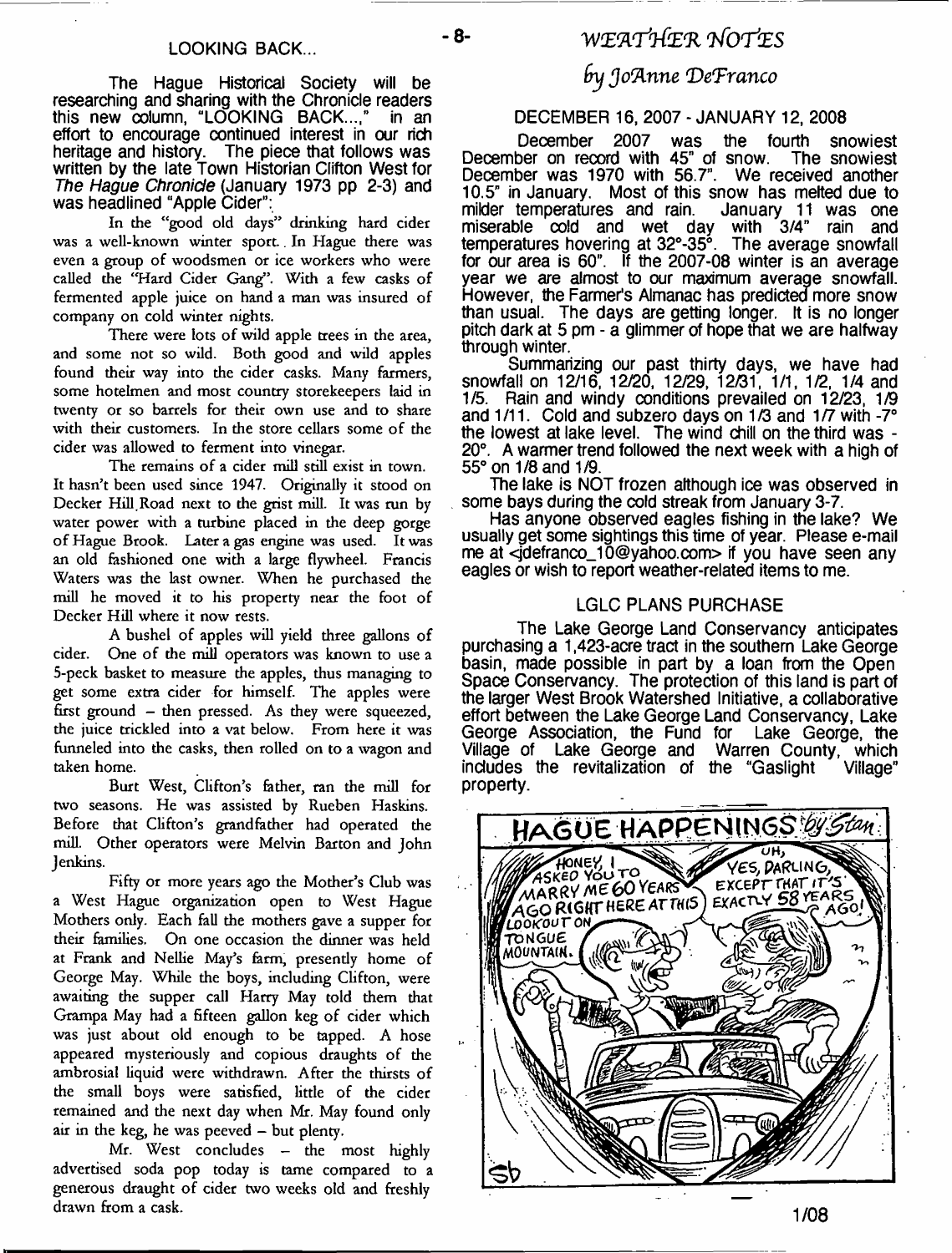## LOOKING BACK...

The Hague Historical Society will be researching and sharing with the Chronicle readers this new column, "LOOKING BACK...," in an effort to encourage continued interest in our rich heritage and history. The piece that follows was written by the late Town Historian Clifton West for *The Hague Chronicle* (January 1973 pp 2-3) and was headlined "Apple Cider":

In the "good old days" drinking hard cider was a well-known winter sport. In Hague there was even a group of woodsmen or ice workers who were called the "Hard Cider Gang". With a few casks of fermented apple juice on hand a man was insured of company on cold winter nights.

There were lots of wild apple trees in the area, and some not so wild. Both good and wild apples found their way into the cider casks. Many farmers, some hotelmen and most country storekeepers laid in twenty or so barrels for their own use and to share with their customers. In the store cellars some of the cider was allowed to ferment into vinegar.

The remains of a cider mill still exist in town. It hasn't been used since 1947. Originally it stood on Decker Hill Road next to the grist mill. It was run by water power with a turbine placed in the deep gorge of Hague Brook. Later a gas engine was used. It was an old fashioned one with a large flywheel. Francis Waters was the last owner. When he purchased the mill he moved it to his property near the foot of Decker Hill where it now rests.

A bushel of apples will yield three gallons of cider. One of the mill operators was known to use a 5-peck basket to measure the apples, thus managing to get some extra cider for himself. The apples were first ground – then pressed. As they were squeezed, the juice trickled into a vat below. From here it was funneled into the casks, then rolled on to a wagon and taken home.

Burt West, Clifton's father, ran the mill for two seasons. He was assisted by Rueben Haskins. Before that Clifton's grandfather had operated the mill. Other operators were Melvin Barton and John Jenkins.

Fifty or more years ago the Mother's Club was a West Hague organization open to West Hague Mothers only. Each fall the mothers gave a supper for their families. On one occasion the dinner was held at Frank and Nellie May's farm, presently home of George May. While the boys, including Clifton, were awaiting the supper call Harry May told them that Grampa May had a fifteen gallon keg of cider which was just about old enough to be tapped. A hose appeared mysteriously and copious draughts of the ambrosial liquid were withdrawn. After the thirsts of the small boys were satisfied, little of the cider remained and the next day when Mr. May found only air in the keg, he was peeved – but plenty.

Mr. West concludes – the most highly advertised soda pop today is tame compared to a generous draught of cider two weeks old and freshly drawn from a cask.

## *WEATHER NOTES*

*by JoAnne DeFranco*

### DECEMBER 16, 2007 - JANUARY 12, 2008

December 2007 was the fourth snowiest December on record with 45" of snow. The snowiest December was 1970 with 56.7". We received another 10.5" in January. Most of this snow has melted due to milder temperatures and rain. January 11 was one miserable cold and wet day with 3/4" rain and temperatures hovering at 32°-35°. The average snowfall for our area is 60". If the 2007-08 winter is an average year we are almost to our maximum average snowfall. However, the Farmer's Almanac has predicted more snow than usual. The days are getting longer. It is no longer pitch dark at 5 pm - a glimmer of hope that we are halfway through winter.

Summarizing our past thirty days, we have had snowfall on 12/16, 12/20, 12/29, 12/31, 1/1, 1/2, 1/4 and 1/5. Rain and windy conditions prevailed on 12/23, 1/9 and 1/11. Cold and subzero days on 1/3 and 1/7 with -7° the lowest at lake level. The wind chill on the third was -20°. A warmer trend followed the next week with a high of 55° on 1/8 and 1/9.

The lake is NOT frozen although ice was observed in some bays during the cold streak from January 3-7.

Has anyone observed eagles fishing in the lake? We usually get some sightings this time of year. Please e-mail me at <jdefranco_10@yahoo.com> if you have seen any eagles or wish to report weather-related items to me.

### LGLC PLANS PURCHASE

The Lake George Land Conservancy anticipates purchasing a 1,423-acre tract in the southern Lake George basin, made possible in part by a loan from the Open Space Conservancy. The protection of this land is part of the larger West Brook Watershed Initiative, a collaborative effort between the Lake George Land Conservancy, Lake George Association, the Fund for Lake George, the Village of Lake George and Warren County, which includes the revitalization of the "Gaslight Village" property.

HAGUE HAPPENINGS *by Stan*

HONEY, I ASKED YOU TO MARRY ME 60 YEARS AGO RIGHT HERE AT THIS LOOKOUT ON TONGUE MOUNTAIN.

UH, YES, DARLING, EXCEPT THAT IT'S EXACTLY 58 YEARS AGO!

1/08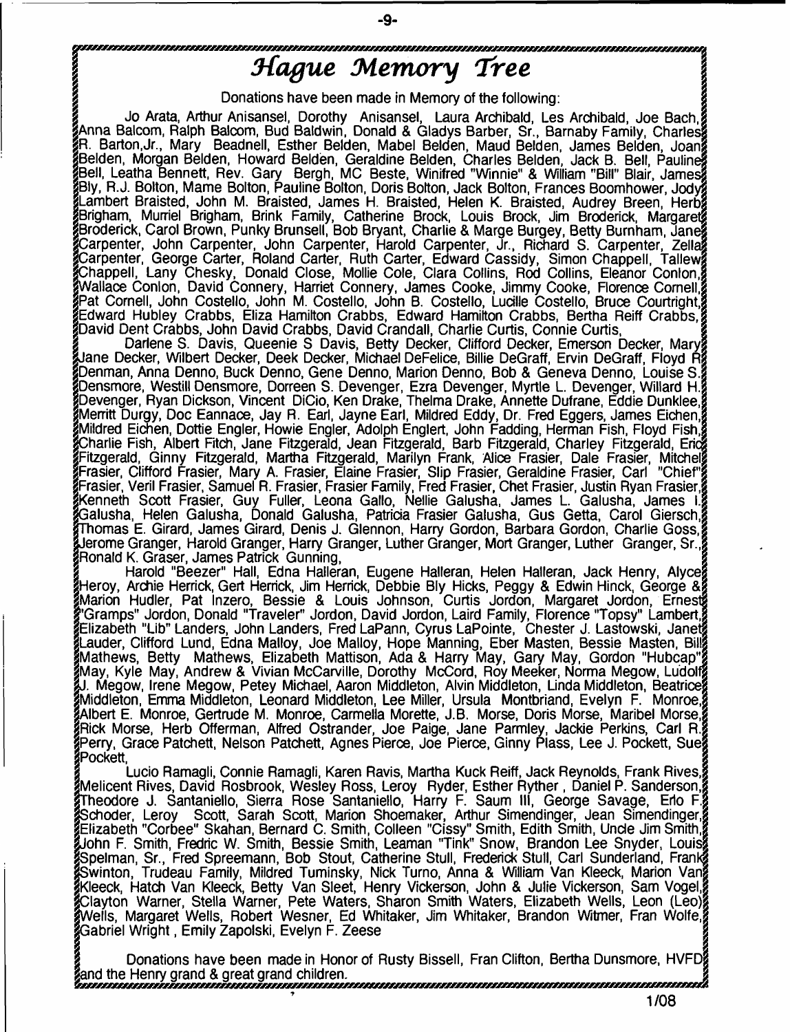# Hague Memory Tree

Donations have been made in Memory of the following:

Jo Arata, Arthur Anisansel, Dorothy Anisansel, Laura Archibald, Les Archibald, Joe Bach, Anna Balcom, Ralph Balcom, Bud Baldwin, Donald & Gladys Barber, Sr., Barnaby Family, Charles R. Barton,Jr., Mary Beadnell, Esther Belden, Mabel Belden, Maud Belden, James Belden, Joan Belden, Morgan Belden, Howard Belden, Geraldine Belden, Charles Belden, Jack B. Bell, Pauline Bell, Leatha Bennett, Rev. Gary Bergh, MC Beste, Winifred "Winnie" & William "Bill" Blair, James Bly, R.J. Bolton, Mame Bolton, Pauline Bolton, Doris Bolton, Jack Bolton, Frances Boomhower, Jody Lambert Braisted, John M. Braisted, James H. Braisted, Helen K. Braisted, Audrey Breen, Herb Brigham, Murriel Brigham, Brink Family, Catherine Brock, Louis Brock, Jim Broderick, Margaret Broderick, Carol Brown, Punky Brunsell, Bob Bryant, Charlie & Marge Burgey, Betty Burnham, Jane Carpenter, John Carpenter, John Carpenter, Harold Carpenter, Jr., Richard S. Carpenter, Zella Carpenter, George Carter, Roland Carter, Ruth Carter, Edward Cassidy, Simon Chappell, Tallew Chappell, Lany Chesky, Donald Close, Mollie Cole, Clara Collins, Rod Collins, Eleanor Conlon, Wallace Conlon, David Connery, Harriet Connery, James Cooke, Jimmy Cooke, Florence Cornell, Pat Cornell, John Costello, John M. Costello, John B. Costello, Lucille Costello, Bruce Courtright, Edward Hubley Crabbs, Eliza Hamilton Crabbs, Edward Hamilton Crabbs, Bertha Reiff Crabbs, David Dent Crabbs, John David Crabbs, David Crandall, Charlie Curtis, Connie Curtis,

Darlene S. Davis, Queenie S Davis, Betty Decker, Clifford Decker, Emerson Decker, Mary Jane Decker, Wilbert Decker, Deek Decker, Michael DeFelice, Billie DeGraff, Ervin DeGraff, Floyd R Denman, Anna Denno, Buck Denno, Gene Denno, Marion Denno, Bob & Geneva Denno, Louise S. Densmore, Westill Densmore, Dorreen S. Devenger, Ezra Devenger, Myrtle L. Devenger, Willard H. Devenger, Ryan Dickson, Vincent DiCio, Ken Drake, Thelma Drake, Annette Dufrane, Eddie Dunklee, Merritt Durgy, Doc Eannace, Jay R. Earl, Jayne Earl, Mildred Eddy, Dr. Fred Eggers, James Eichen, Mildred Eichen, Dottie Engler, Howie Engler, Adolph Englert, John Fadding, Herman Fish, Floyd Fish, Charlie Fish, Albert Fitch, Jane Fitzgerald, Jean Fitzgerald, Barb Fitzgerald, Charley Fitzgerald, Eric Fitzgerald, Ginny Fitzgerald, Martha Fitzgerald, Marilyn Frank, Alice Frasier, Dale Frasier, Mitchel Frasier, Clifford Frasier, Mary A. Frasier, Elaine Frasier, Slip Frasier, Geraldine Frasier, Carl "Chief" Frasier, Veril Frasier, Samuel R. Frasier, Frasier Family, Fred Frasier, Chet Frasier, Justin Ryan Frasier, Kenneth Scott Frasier, Guy Fuller, Leona Gallo, Nellie Galusha, James L. Galusha, James I. Galusha, Helen Galusha, Donald Galusha, Patricia Frasier Galusha, Gus Getta, Carol Giersch, Thomas E. Girard, James Girard, Denis J. Glennon, Harry Gordon, Barbara Gordon, Charlie Goss, Jerome Granger, Harold Granger, Harry Granger, Luther Granger, Mort Granger, Luther Granger, Sr., Ronald K. Graser, James Patrick Gunning,

Harold "Beezer" Hall, Edna Halleran, Eugene Halleran, Helen Halleran, Jack Henry, Alyce Heroy, Archie Herrick, Gert Herrick, Jim Herrick, Debbie Bly Hicks, Peggy & Edwin Hinck, George & Marion Hudler, Pat Inzero, Bessie & Louis Johnson, Curtis Jordon, Margaret Jordon, Ernest "Gramps" Jordon, Donald "Traveler" Jordon, David Jordon, Laird Family, Florence "Topsy" Lambert, Elizabeth "Lib" Landers, John Landers, Fred LaPann, Cyrus LaPointe, Chester J. Lastowski, Janet Lauder, Clifford Lund, Edna Malloy, Joe Malloy, Hope Manning, Eber Masten, Bessie Masten, Bill Mathews, Betty Mathews, Elizabeth Mattison, Ada & Harry May, Gary May, Gordon "Hubcap" May, Kyle May, Andrew & Vivian McCarville, Dorothy McCord, Roy Meeker, Norma Megow, Ludolf J. Megow, Irene Megow, Petey Michael, Aaron Middleton, Alvin Middleton, Linda Middleton, Beatrice Middleton, Emma Middleton, Leonard Middleton, Lee Miller, Ursula Montbriand, Evelyn F. Monroe, Albert E. Monroe, Gertrude M. Monroe, Carmella Morette, J.B. Morse, Doris Morse, Maribel Morse, Rick Morse, Herb Offerman, Alfred Ostrander, Joe Paige, Jane Parmley, Jackie Perkins, Carl R. Perry, Grace Patchett, Nelson Patchett, Agnes Pierce, Joe Pierce, Ginny Plass, Lee J. Pockett, Sue Pockett,

Lucio Ramagli, Connie Ramagli, Karen Ravis, Martha Kuck Reiff, Jack Reynolds, Frank Rives, Melicent Rives, David Rosbrook, Wesley Ross, Leroy Ryder, Esther Ryther , Daniel P. Sanderson, Theodore J. Santaniello, Sierra Rose Santaniello, Harry F. Saum III, George Savage, Erlo F. Schoder, Leroy Scott, Sarah Scott, Marion Shoemaker, Arthur Simendinger, Jean Simendinger, Elizabeth "Corbee" Skahan, Bernard C. Smith, Colleen "Cissy" Smith, Edith Smith, Uncle Jim Smith, John F. Smith, Fredric W. Smith, Bessie Smith, Leaman "Tink" Snow, Brandon Lee Snyder, Louis Spelman, Sr., Fred Spreemann, Bob Stout, Catherine Stull, Frederick Stull, Carl Sunderland, Frank Swinton, Trudeau Family, Mildred Tuminsky, Nick Turno, Anna & William Van Kleeck, Marion Van Kleeck, Hatch Van Kleeck, Betty Van Sleet, Henry Vickerson, John & Julie Vickerson, Sam Vogel, Clayton Warner, Stella Warner, Pete Waters, Sharon Smith Waters, Elizabeth Wells, Leon (Leo) Wells, Margaret Wells, Robert Wesner, Ed Whitaker, Jim Whitaker, Brandon Witmer, Fran Wolfe, Gabriel Wright , Emily Zapolski, Evelyn F. Zeese

Donations have been made in Honor of Rusty Bissell, Fran Clifton, Bertha Dunsmore, HVFD and the Henry grand & great grand children.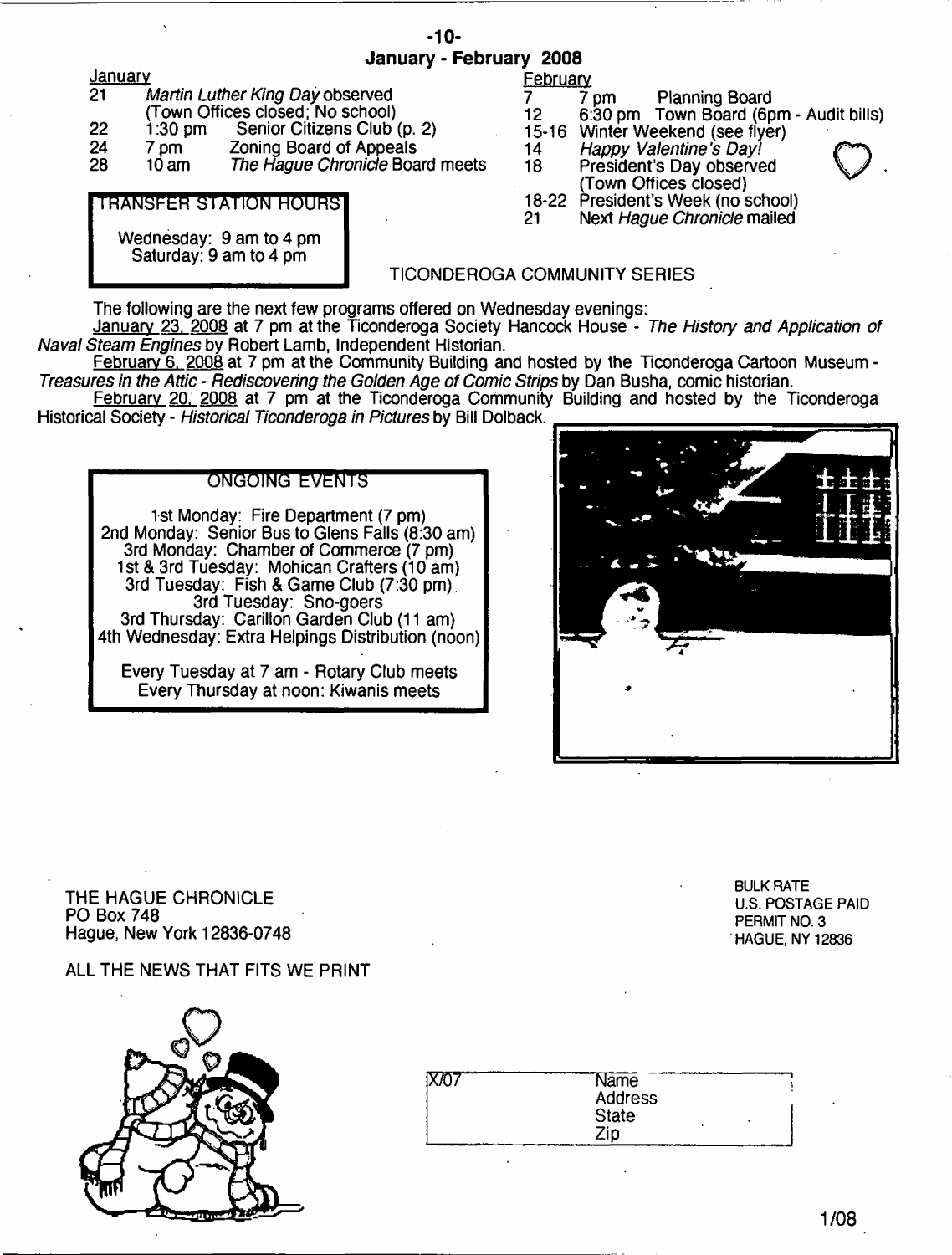## January - February 2008

**January**

| | | |
|---|---|---|
| 21 | *Martin Luther King Day* observed (Town Offices closed; No school) | |
| 22 | 1:30 pm | Senior Citizens Club (p. 2) |
| 24 | 7 pm | Zoning Board of Appeals |
| 28 | 10 am | *The Hague Chronicle* Board meets |

**TRANSFER STATION HOURS**

Wednesday: 9 am to 4 pm
Saturday: 9 am to 4 pm

**February**

| | |
|---|---|
| 7 | 7 pm Planning Board |
| 12 | 6:30 pm Town Board (6pm - Audit bills) |
| 15-16 | Winter Weekend (see flyer) |
| 14 | *Happy Valentine's Day!* |
| 18 | President's Day observed (Town Offices closed) |
| 18-22 | President's Week (no school) |
| 21 | Next *Hague Chronicle* mailed |

### TICONDEROGA COMMUNITY SERIES

The following are the next few programs offered on Wednesday evenings:

January 23, 2008 at 7 pm at the Ticonderoga Society Hancock House - *The History and Application of Naval Steam Engines* by Robert Lamb, Independent Historian.

February 6, 2008 at 7 pm at the Community Building and hosted by the Ticonderoga Cartoon Museum - *Treasures in the Attic - Rediscovering the Golden Age of Comic Strips* by Dan Busha, comic historian.

February 20, 2008 at 7 pm at the Ticonderoga Community Building and hosted by the Ticonderoga Historical Society - *Historical Ticonderoga in Pictures* by Bill Dolback.

**ONGOING EVENTS**

1st Monday: Fire Department (7 pm)
2nd Monday: Senior Bus to Glens Falls (8:30 am)
3rd Monday: Chamber of Commerce (7 pm)
1st & 3rd Tuesday: Mohican Crafters (10 am)
3rd Tuesday: Fish & Game Club (7:30 pm)
3rd Tuesday: Sno-goers
3rd Thursday: Carillon Garden Club (11 am)
4th Wednesday: Extra Helpings Distribution (noon)

Every Tuesday at 7 am - Rotary Club meets
Every Thursday at noon: Kiwanis meets

THE HAGUE CHRONICLE
PO Box 748
Hague, New York 12836-0748

ALL THE NEWS THAT FITS WE PRINT

BULK RATE
U.S. POSTAGE PAID
PERMIT NO. 3
HAGUE, NY 12836

X/07

Name
Address
State
Zip

1/08